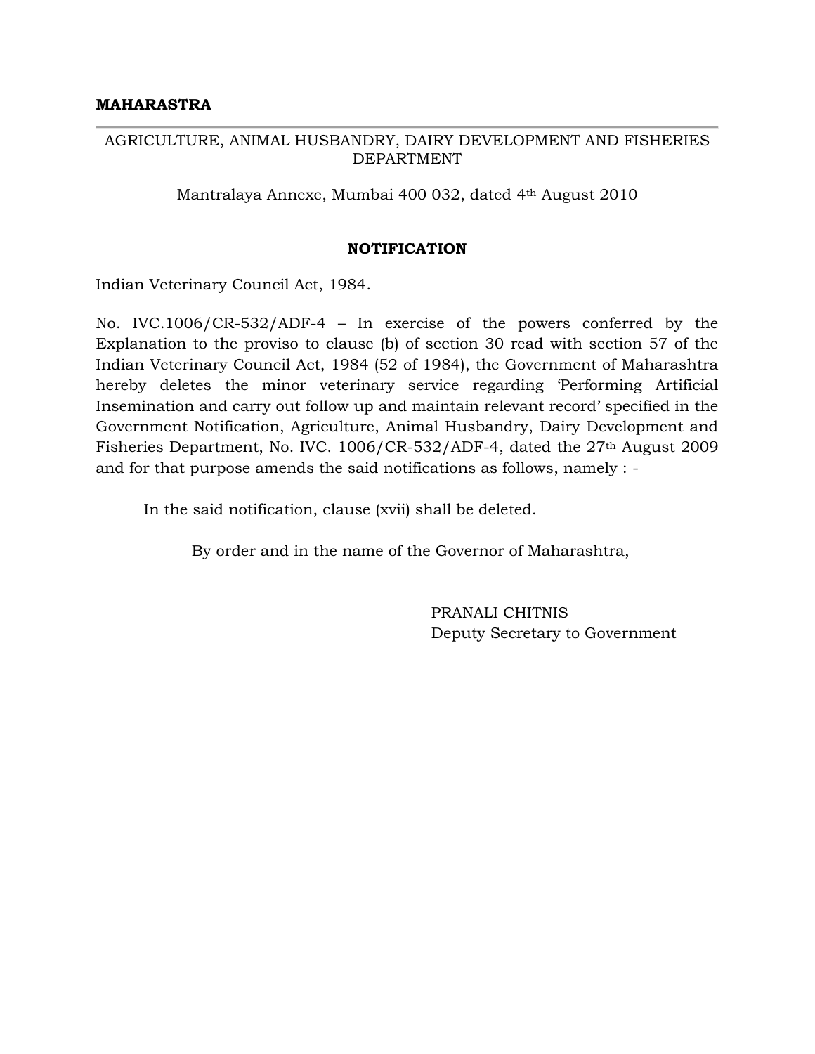**MAHARASTRA**

---

AGRICULTURE, ANIMAL HUSBANDRY, DAIRY DEVELOPMENT AND FISHERIES DEPARTMENT

Mantralaya Annexe, Mumbai 400 032, dated 4th August 2010

**NOTIFICATION**

Indian Veterinary Council Act, 1984.

No. IVC.1006/CR-532/ADF-4 – In exercise of the powers conferred by the Explanation to the proviso to clause (b) of section 30 read with section 57 of the Indian Veterinary Council Act, 1984 (52 of 1984), the Government of Maharashtra hereby deletes the minor veterinary service regarding 'Performing Artificial Insemination and carry out follow up and maintain relevant record' specified in the Government Notification, Agriculture, Animal Husbandry, Dairy Development and Fisheries Department, No. IVC. 1006/CR-532/ADF-4, dated the 27th August 2009 and for that purpose amends the said notifications as follows, namely : -

In the said notification, clause (xvii) shall be deleted.

By order and in the name of the Governor of Maharashtra,

PRANALI CHITNIS
Deputy Secretary to Government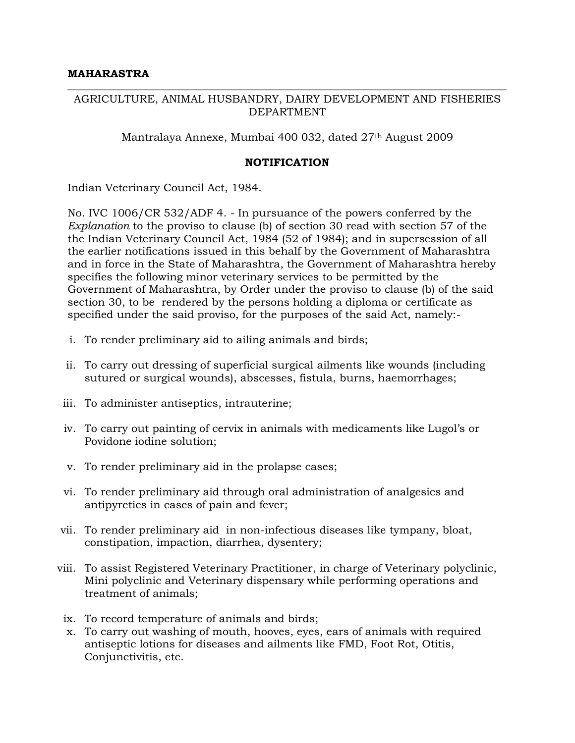**MAHARASTRA**

---

AGRICULTURE, ANIMAL HUSBANDRY, DAIRY DEVELOPMENT AND FISHERIES DEPARTMENT

Mantralaya Annexe, Mumbai 400 032, dated 27th August 2009

**NOTIFICATION**

Indian Veterinary Council Act, 1984.

No. IVC 1006/CR 532/ADF 4. - In pursuance of the powers conferred by the *Explanation* to the proviso to clause (b) of section 30 read with section 57 of the the Indian Veterinary Council Act, 1984 (52 of 1984); and in supersession of all the earlier notifications issued in this behalf by the Government of Maharashtra and in force in the State of Maharashtra, the Government of Maharashtra hereby specifies the following minor veterinary services to be permitted by the Government of Maharashtra, by Order under the proviso to clause (b) of the said section 30, to be rendered by the persons holding a diploma or certificate as specified under the said proviso, for the purposes of the said Act, namely:-

i. To render preliminary aid to ailing animals and birds;

ii. To carry out dressing of superficial surgical ailments like wounds (including sutured or surgical wounds), abscesses, fistula, burns, haemorrhages;

iii. To administer antiseptics, intrauterine;

iv. To carry out painting of cervix in animals with medicaments like Lugol's or Povidone iodine solution;

v. To render preliminary aid in the prolapse cases;

vi. To render preliminary aid through oral administration of analgesics and antipyretics in cases of pain and fever;

vii. To render preliminary aid in non-infectious diseases like tympany, bloat, constipation, impaction, diarrhea, dysentery;

viii. To assist Registered Veterinary Practitioner, in charge of Veterinary polyclinic, Mini polyclinic and Veterinary dispensary while performing operations and treatment of animals;

ix. To record temperature of animals and birds;

x. To carry out washing of mouth, hooves, eyes, ears of animals with required antiseptic lotions for diseases and ailments like FMD, Foot Rot, Otitis, Conjunctivitis, etc.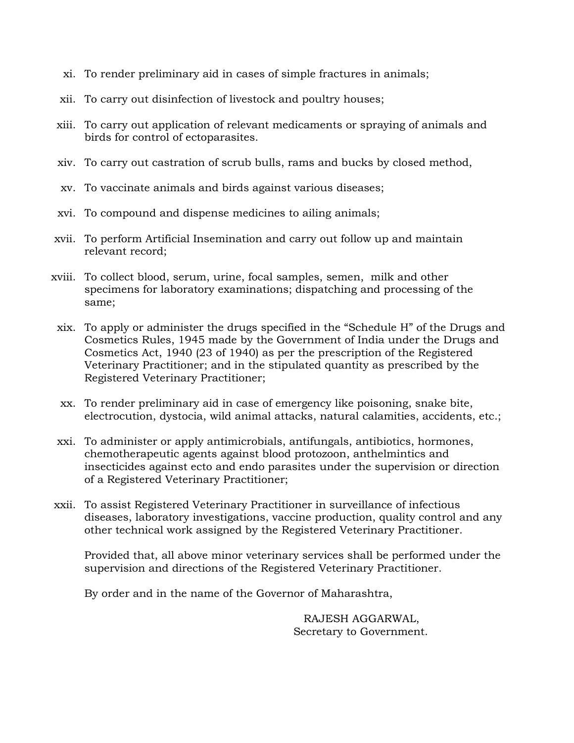xi. To render preliminary aid in cases of simple fractures in animals;

xii. To carry out disinfection of livestock and poultry houses;

xiii. To carry out application of relevant medicaments or spraying of animals and birds for control of ectoparasites.

xiv. To carry out castration of scrub bulls, rams and bucks by closed method,

xv. To vaccinate animals and birds against various diseases;

xvi. To compound and dispense medicines to ailing animals;

xvii. To perform Artificial Insemination and carry out follow up and maintain relevant record;

xviii. To collect blood, serum, urine, focal samples, semen, milk and other specimens for laboratory examinations; dispatching and processing of the same;

xix. To apply or administer the drugs specified in the "Schedule H" of the Drugs and Cosmetics Rules, 1945 made by the Government of India under the Drugs and Cosmetics Act, 1940 (23 of 1940) as per the prescription of the Registered Veterinary Practitioner; and in the stipulated quantity as prescribed by the Registered Veterinary Practitioner;

xx. To render preliminary aid in case of emergency like poisoning, snake bite, electrocution, dystocia, wild animal attacks, natural calamities, accidents, etc.;

xxi. To administer or apply antimicrobials, antifungals, antibiotics, hormones, chemotherapeutic agents against blood protozoon, anthelmintics and insecticides against ecto and endo parasites under the supervision or direction of a Registered Veterinary Practitioner;

xxii. To assist Registered Veterinary Practitioner in surveillance of infectious diseases, laboratory investigations, vaccine production, quality control and any other technical work assigned by the Registered Veterinary Practitioner.

Provided that, all above minor veterinary services shall be performed under the supervision and directions of the Registered Veterinary Practitioner.

By order and in the name of the Governor of Maharashtra,

RAJESH AGGARWAL,
Secretary to Government.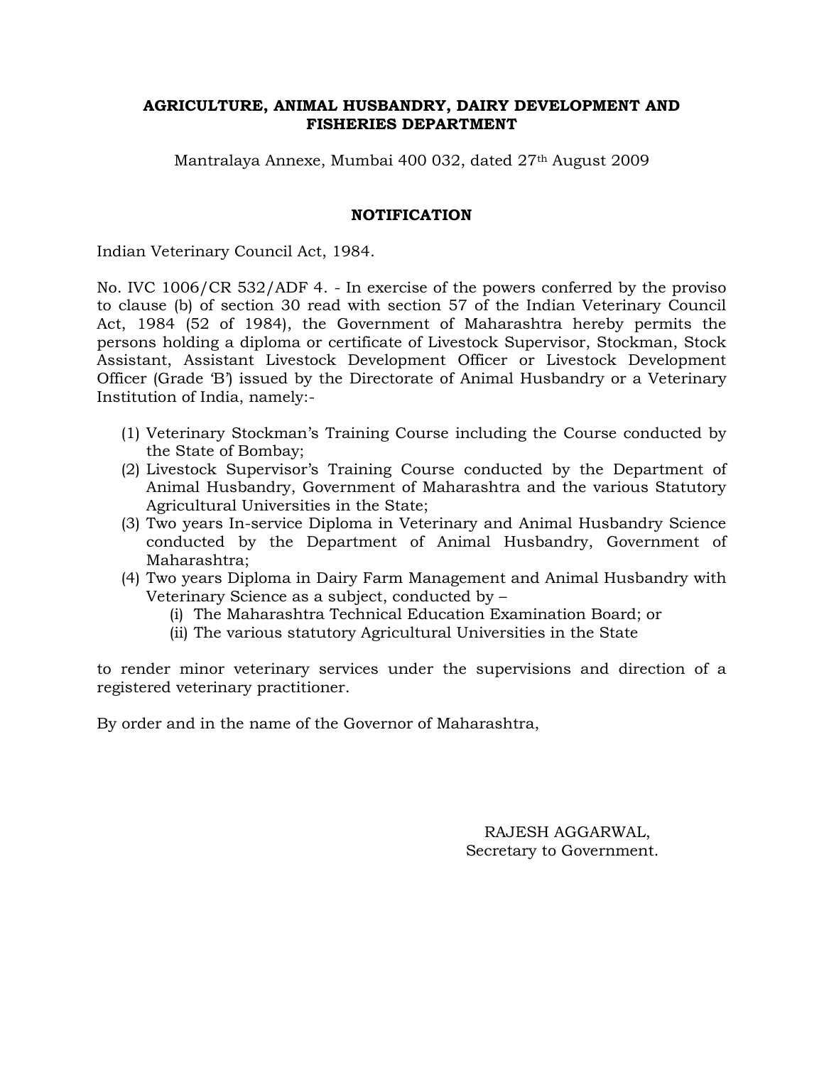**AGRICULTURE, ANIMAL HUSBANDRY, DAIRY DEVELOPMENT AND FISHERIES DEPARTMENT**

Mantralaya Annexe, Mumbai 400 032, dated 27th August 2009

**NOTIFICATION**

Indian Veterinary Council Act, 1984.

No. IVC 1006/CR 532/ADF 4. - In exercise of the powers conferred by the proviso to clause (b) of section 30 read with section 57 of the Indian Veterinary Council Act, 1984 (52 of 1984), the Government of Maharashtra hereby permits the persons holding a diploma or certificate of Livestock Supervisor, Stockman, Stock Assistant, Assistant Livestock Development Officer or Livestock Development Officer (Grade 'B') issued by the Directorate of Animal Husbandry or a Veterinary Institution of India, namely:-

(1) Veterinary Stockman's Training Course including the Course conducted by the State of Bombay;
(2) Livestock Supervisor's Training Course conducted by the Department of Animal Husbandry, Government of Maharashtra and the various Statutory Agricultural Universities in the State;
(3) Two years In-service Diploma in Veterinary and Animal Husbandry Science conducted by the Department of Animal Husbandry, Government of Maharashtra;
(4) Two years Diploma in Dairy Farm Management and Animal Husbandry with Veterinary Science as a subject, conducted by –
    (i) The Maharashtra Technical Education Examination Board; or
    (ii) The various statutory Agricultural Universities in the State

to render minor veterinary services under the supervisions and direction of a registered veterinary practitioner.

By order and in the name of the Governor of Maharashtra,

RAJESH AGGARWAL,
Secretary to Government.